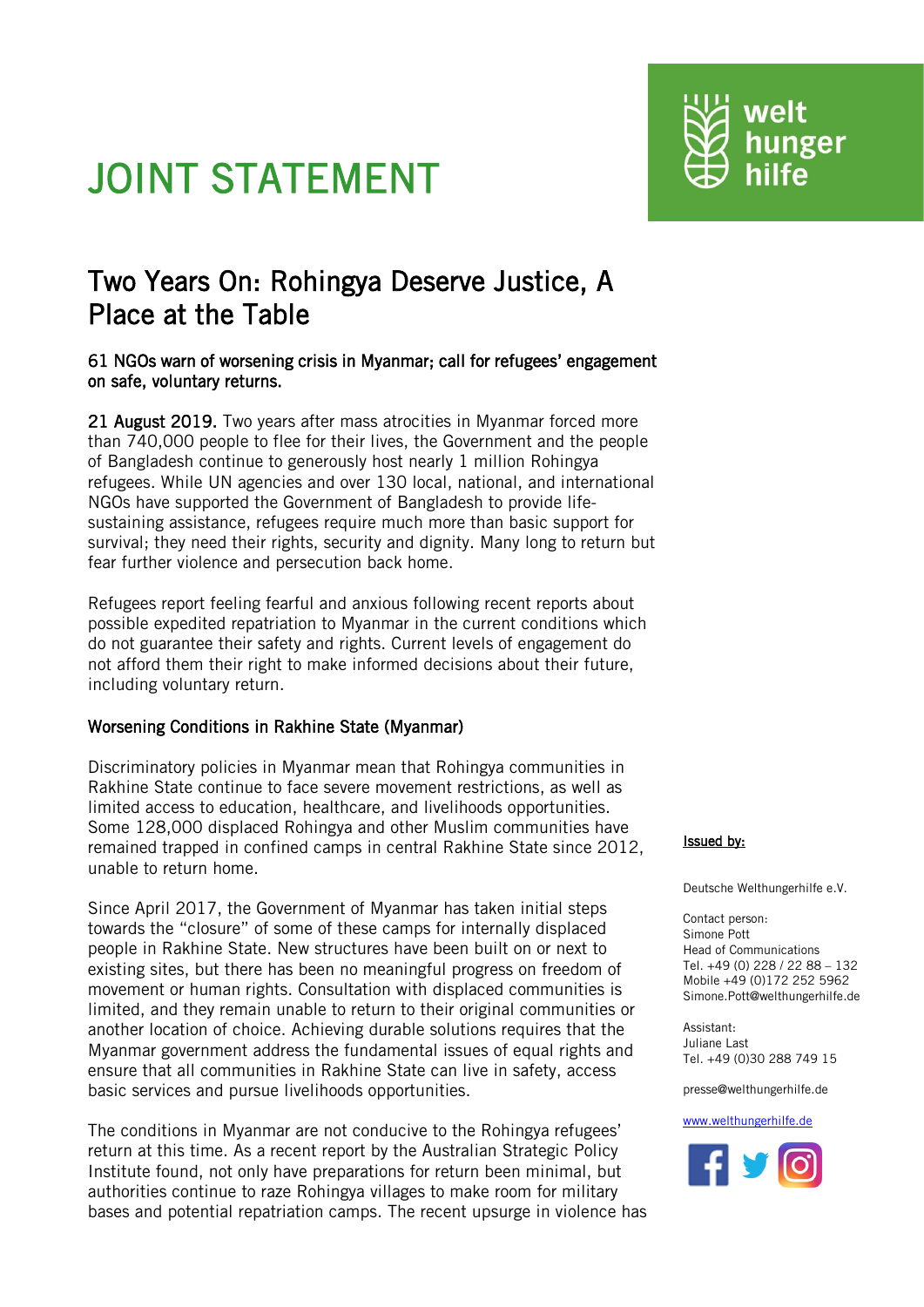# JOINT STATEMENT

## Two Years On: Rohingya Deserve Justice, A Place at the Table

**61 NGOs warn of worsening crisis in Myanmar; call for refugees' engagement on safe, voluntary returns.**

**21 August 2019.** Two years after mass atrocities in Myanmar forced more than 740,000 people to flee for their lives, the Government and the people of Bangladesh continue to generously host nearly 1 million Rohingya refugees. While UN agencies and over 130 local, national, and international NGOs have supported the Government of Bangladesh to provide life-sustaining assistance, refugees require much more than basic support for survival; they need their rights, security and dignity. Many long to return but fear further violence and persecution back home.

Refugees report feeling fearful and anxious following recent reports about possible expedited repatriation to Myanmar in the current conditions which do not guarantee their safety and rights. Current levels of engagement do not afford them their right to make informed decisions about their future, including voluntary return.

### Worsening Conditions in Rakhine State (Myanmar)

Discriminatory policies in Myanmar mean that Rohingya communities in Rakhine State continue to face severe movement restrictions, as well as limited access to education, healthcare, and livelihoods opportunities. Some 128,000 displaced Rohingya and other Muslim communities have remained trapped in confined camps in central Rakhine State since 2012, unable to return home.

Since April 2017, the Government of Myanmar has taken initial steps towards the "closure" of some of these camps for internally displaced people in Rakhine State. New structures have been built on or next to existing sites, but there has been no meaningful progress on freedom of movement or human rights. Consultation with displaced communities is limited, and they remain unable to return to their original communities or another location of choice. Achieving durable solutions requires that the Myanmar government address the fundamental issues of equal rights and ensure that all communities in Rakhine State can live in safety, access basic services and pursue livelihoods opportunities.

The conditions in Myanmar are not conducive to the Rohingya refugees' return at this time. As a recent report by the Australian Strategic Policy Institute found, not only have preparations for return been minimal, but authorities continue to raze Rohingya villages to make room for military bases and potential repatriation camps. The recent upsurge in violence has

**Issued by:**

Deutsche Welthungerhilfe e.V.

Contact person:
Simone Pott
Head of Communications
Tel. +49 (0) 228 / 22 88 – 132
Mobile +49 (0)172 252 5962
Simone.Pott@welthungerhilfe.de

Assistant:
Juliane Last
Tel. +49 (0)30 288 749 15

presse@welthungerhilfe.de

www.welthungerhilfe.de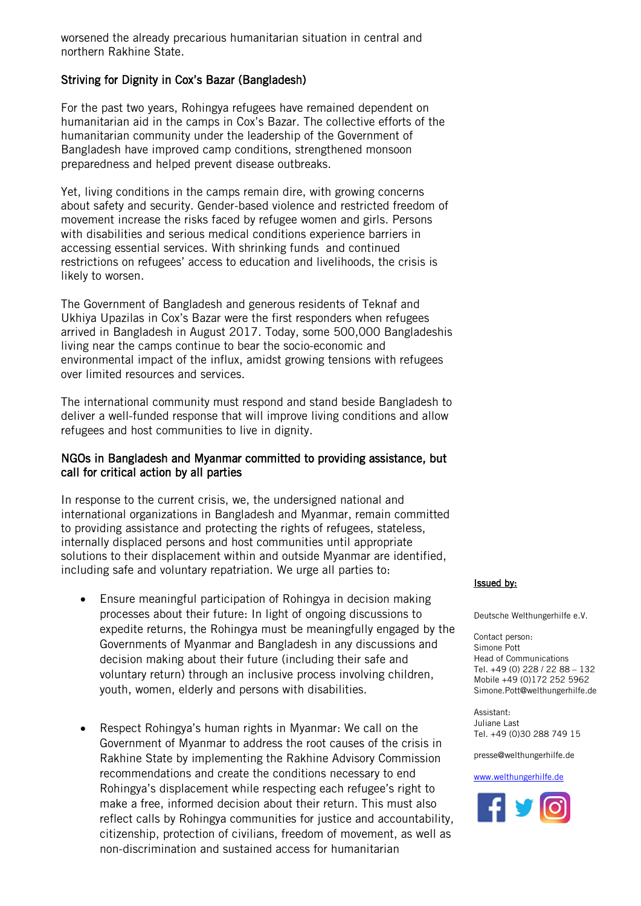worsened the already precarious humanitarian situation in central and northern Rakhine State.

## Striving for Dignity in Cox's Bazar (Bangladesh)

For the past two years, Rohingya refugees have remained dependent on humanitarian aid in the camps in Cox's Bazar. The collective efforts of the humanitarian community under the leadership of the Government of Bangladesh have improved camp conditions, strengthened monsoon preparedness and helped prevent disease outbreaks.

Yet, living conditions in the camps remain dire, with growing concerns about safety and security. Gender-based violence and restricted freedom of movement increase the risks faced by refugee women and girls. Persons with disabilities and serious medical conditions experience barriers in accessing essential services. With shrinking funds and continued restrictions on refugees' access to education and livelihoods, the crisis is likely to worsen.

The Government of Bangladesh and generous residents of Teknaf and Ukhiya Upazilas in Cox's Bazar were the first responders when refugees arrived in Bangladesh in August 2017. Today, some 500,000 Bangladeshis living near the camps continue to bear the socio-economic and environmental impact of the influx, amidst growing tensions with refugees over limited resources and services.

The international community must respond and stand beside Bangladesh to deliver a well-funded response that will improve living conditions and allow refugees and host communities to live in dignity.

## NGOs in Bangladesh and Myanmar committed to providing assistance, but call for critical action by all parties

In response to the current crisis, we, the undersigned national and international organizations in Bangladesh and Myanmar, remain committed to providing assistance and protecting the rights of refugees, stateless, internally displaced persons and host communities until appropriate solutions to their displacement within and outside Myanmar are identified, including safe and voluntary repatriation. We urge all parties to:

- Ensure meaningful participation of Rohingya in decision making processes about their future: In light of ongoing discussions to expedite returns, the Rohingya must be meaningfully engaged by the Governments of Myanmar and Bangladesh in any discussions and decision making about their future (including their safe and voluntary return) through an inclusive process involving children, youth, women, elderly and persons with disabilities.

- Respect Rohingya's human rights in Myanmar: We call on the Government of Myanmar to address the root causes of the crisis in Rakhine State by implementing the Rakhine Advisory Commission recommendations and create the conditions necessary to end Rohingya's displacement while respecting each refugee's right to make a free, informed decision about their return. This must also reflect calls by Rohingya communities for justice and accountability, citizenship, protection of civilians, freedom of movement, as well as non-discrimination and sustained access for humanitarian

**Issued by:**

Deutsche Welthungerhilfe e.V.

Contact person:
Simone Pott
Head of Communications
Tel. +49 (0) 228 / 22 88 – 132
Mobile +49 (0)172 252 5962
Simone.Pott@welthungerhilfe.de

Assistant:
Juliane Last
Tel. +49 (0)30 288 749 15

presse@welthungerhilfe.de

www.welthungerhilfe.de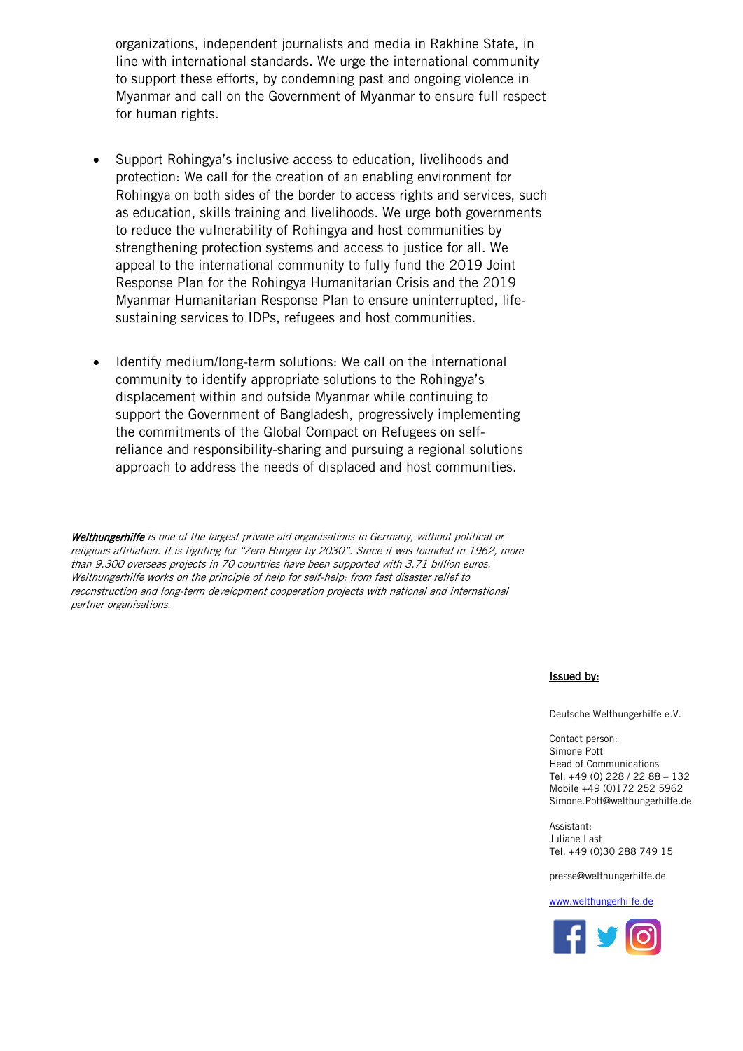organizations, independent journalists and media in Rakhine State, in line with international standards. We urge the international community to support these efforts, by condemning past and ongoing violence in Myanmar and call on the Government of Myanmar to ensure full respect for human rights.

- Support Rohingya's inclusive access to education, livelihoods and protection: We call for the creation of an enabling environment for Rohingya on both sides of the border to access rights and services, such as education, skills training and livelihoods. We urge both governments to reduce the vulnerability of Rohingya and host communities by strengthening protection systems and access to justice for all. We appeal to the international community to fully fund the 2019 Joint Response Plan for the Rohingya Humanitarian Crisis and the 2019 Myanmar Humanitarian Response Plan to ensure uninterrupted, life-sustaining services to IDPs, refugees and host communities.

- Identify medium/long-term solutions: We call on the international community to identify appropriate solutions to the Rohingya's displacement within and outside Myanmar while continuing to support the Government of Bangladesh, progressively implementing the commitments of the Global Compact on Refugees on self-reliance and responsibility-sharing and pursuing a regional solutions approach to address the needs of displaced and host communities.

***Welthungerhilfe*** *is one of the largest private aid organisations in Germany, without political or religious affiliation. It is fighting for "Zero Hunger by 2030". Since it was founded in 1962, more than 9,300 overseas projects in 70 countries have been supported with 3.71 billion euros. Welthungerhilfe works on the principle of help for self-help: from fast disaster relief to reconstruction and long-term development cooperation projects with national and international partner organisations.*

**Issued by:**

Deutsche Welthungerhilfe e.V.

Contact person:
Simone Pott
Head of Communications
Tel. +49 (0) 228 / 22 88 – 132
Mobile +49 (0)172 252 5962
Simone.Pott@welthungerhilfe.de

Assistant:
Juliane Last
Tel. +49 (0)30 288 749 15

presse@welthungerhilfe.de

www.welthungerhilfe.de